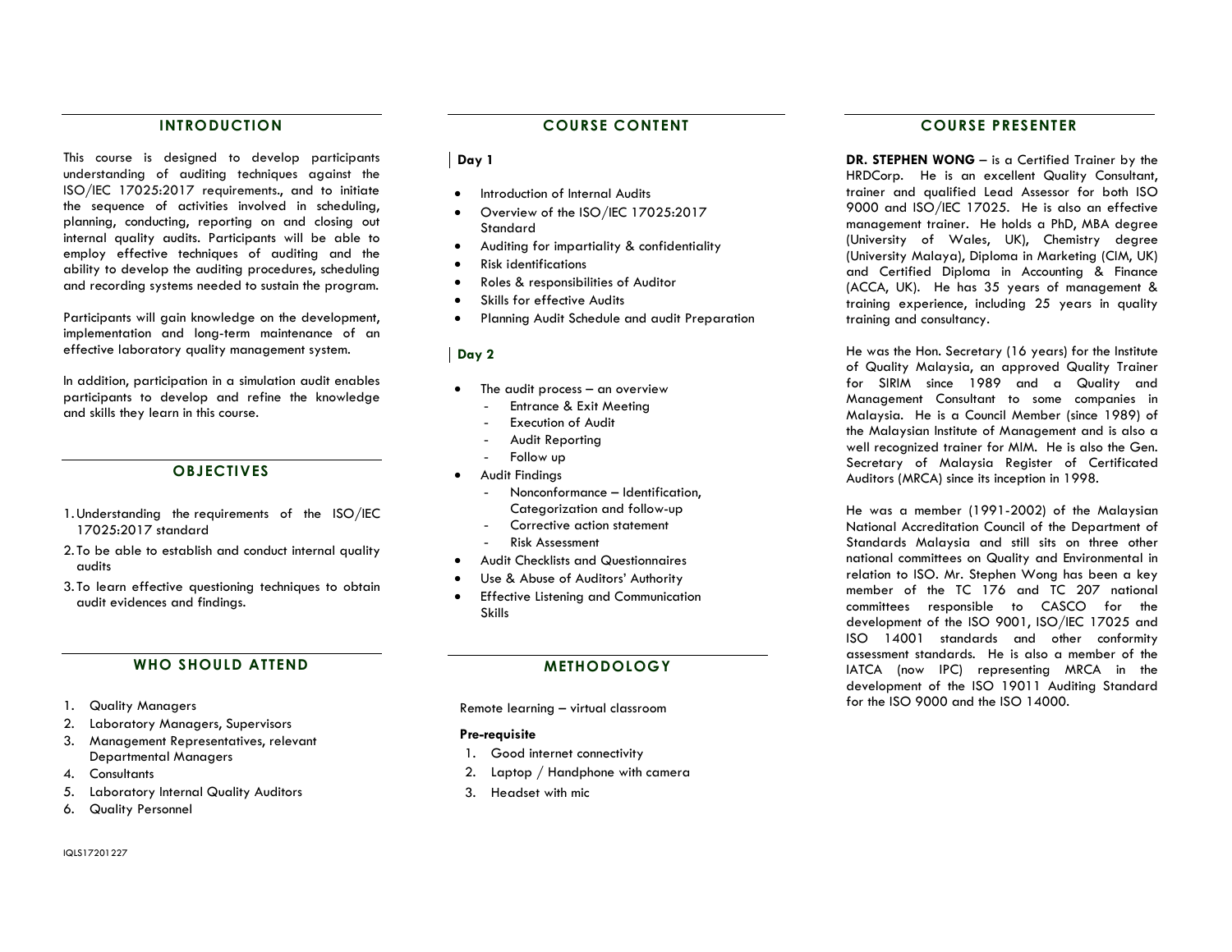## INTRODUCTION

This course is designed to develop participants understanding of auditing techniques against the ISO/IEC 17025:2017 requirements., and to initiate the sequence of activities involved in scheduling, planning, conducting, reporting on and closing out internal quality audits. Participants will be able to employ effective techniques of auditing and the ability to develop the auditing procedures, scheduling and recording systems needed to sustain the program.

Participants will gain knowledge on the development, implementation and long-term maintenance of an effective laboratory quality management system.

In addition, participation in a simulation audit enables participants to develop and refine the knowledge and skills they learn in this course.

## OBJECTIVES

1. Understanding the requirements of the ISO/IEC 17025:2017 standard
2. To be able to establish and conduct internal quality audits
3. To learn effective questioning techniques to obtain audit evidences and findings.

## WHO SHOULD ATTEND

1. Quality Managers
2. Laboratory Managers, Supervisors
3. Management Representatives, relevant Departmental Managers
4. Consultants
5. Laboratory Internal Quality Auditors
6. Quality Personnel

## COURSE CONTENT

### Day 1

- Introduction of Internal Audits
- Overview of the ISO/IEC 17025:2017 Standard
- Auditing for impartiality & confidentiality
- Risk identifications
- Roles & responsibilities of Auditor
- Skills for effective Audits
- Planning Audit Schedule and audit Preparation

### Day 2

- The audit process – an overview
  - Entrance & Exit Meeting
  - Execution of Audit
  - Audit Reporting
  - Follow up
- Audit Findings
  - Nonconformance – Identification, Categorization and follow-up
  - Corrective action statement
  - Risk Assessment
- Audit Checklists and Questionnaires
- Use & Abuse of Auditors' Authority
- Effective Listening and Communication Skills

## METHODOLOGY

Remote learning – virtual classroom

**Pre-requisite**

1. Good internet connectivity
2. Laptop / Handphone with camera
3. Headset with mic

## COURSE PRESENTER

**DR. STEPHEN WONG** – is a Certified Trainer by the HRDCorp. He is an excellent Quality Consultant, trainer and qualified Lead Assessor for both ISO 9000 and ISO/IEC 17025. He is also an effective management trainer. He holds a PhD, MBA degree (University of Wales, UK), Chemistry degree (University Malaya), Diploma in Marketing (CIM, UK) and Certified Diploma in Accounting & Finance (ACCA, UK). He has 35 years of management & training experience, including 25 years in quality training and consultancy.

He was the Hon. Secretary (16 years) for the Institute of Quality Malaysia, an approved Quality Trainer for SIRIM since 1989 and a Quality and Management Consultant to some companies in Malaysia. He is a Council Member (since 1989) of the Malaysian Institute of Management and is also a well recognized trainer for MIM. He is also the Gen. Secretary of Malaysia Register of Certificated Auditors (MRCA) since its inception in 1998.

He was a member (1991-2002) of the Malaysian National Accreditation Council of the Department of Standards Malaysia and still sits on three other national committees on Quality and Environmental in relation to ISO. Mr. Stephen Wong has been a key member of the TC 176 and TC 207 national committees responsible to CASCO for the development of the ISO 9001, ISO/IEC 17025 and ISO 14001 standards and other conformity assessment standards. He is also a member of the IATCA (now IPC) representing MRCA in the development of the ISO 19011 Auditing Standard for the ISO 9000 and the ISO 14000.

IQLS17201227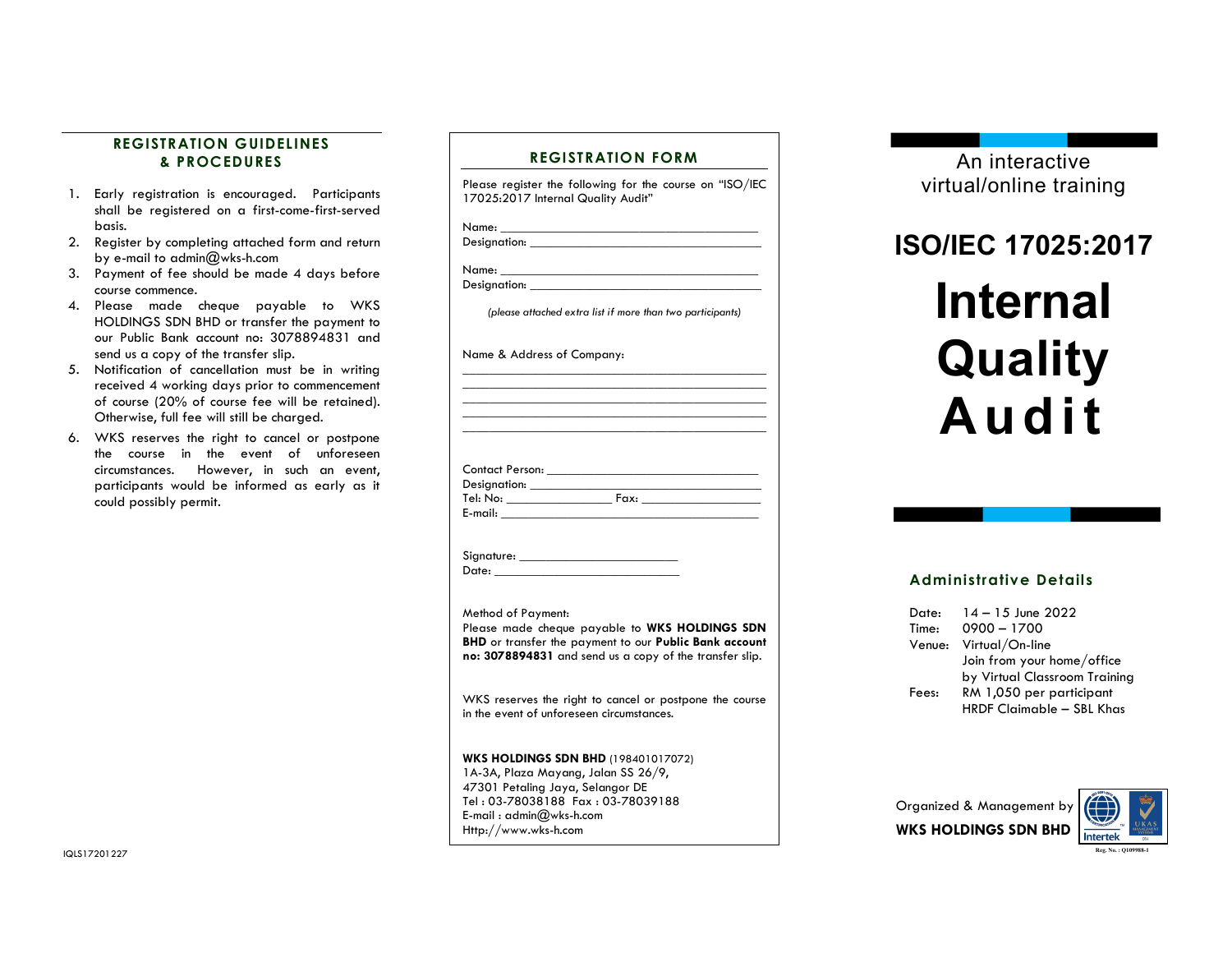## REGISTRATION GUIDELINES & PROCEDURES

1. Early registration is encouraged. Participants shall be registered on a first-come-first-served basis.
2. Register by completing attached form and return by e-mail to admin@wks-h.com
3. Payment of fee should be made 4 days before course commence.
4. Please made cheque payable to WKS HOLDINGS SDN BHD or transfer the payment to our Public Bank account no: 3078894831 and send us a copy of the transfer slip.
5. Notification of cancellation must be in writing received 4 working days prior to commencement of course (20% of course fee will be retained). Otherwise, full fee will still be charged.
6. WKS reserves the right to cancel or postpone the course in the event of unforeseen circumstances. However, in such an event, participants would be informed as early as it could possibly permit.

IQLS17201227

## REGISTRATION FORM

Please register the following for the course on "ISO/IEC 17025:2017 Internal Quality Audit"

Name: ______________________________
Designation: ______________________________

Name: ______________________________
Designation: ______________________________

*(please attached extra list if more than two participants)*

Name & Address of Company:
______________________________
______________________________
______________________________
______________________________
______________________________

Contact Person: ______________________________
Designation: ______________________________
Tel: No: ______________ Fax: ______________
E-mail: ______________________________

Signature: ______________________
Date: ______________________

Method of Payment:
Please made cheque payable to **WKS HOLDINGS SDN BHD** or transfer the payment to our **Public Bank account no: 3078894831** and send us a copy of the transfer slip.

WKS reserves the right to cancel or postpone the course in the event of unforeseen circumstances.

**WKS HOLDINGS SDN BHD** (198401017072)
1A-3A, Plaza Mayang, Jalan SS 26/9,
47301 Petaling Jaya, Selangor DE
Tel : 03-78038188 Fax : 03-78039188
E-mail : admin@wks-h.com
Http://www.wks-h.com

An interactive virtual/online training

# ISO/IEC 17025:2017

# Internal Quality Audit

### Administrative Details

| | |
|---|---|
| Date: | 14 – 15 June 2022 |
| Time: | 0900 – 1700 |
| Venue: | Virtual/On-line<br>Join from your home/office by Virtual Classroom Training |
| Fees: | RM 1,050 per participant<br>HRDF Claimable – SBL Khas |

Organized & Management by
**WKS HOLDINGS SDN BHD**

Reg. No.: Q109988-1